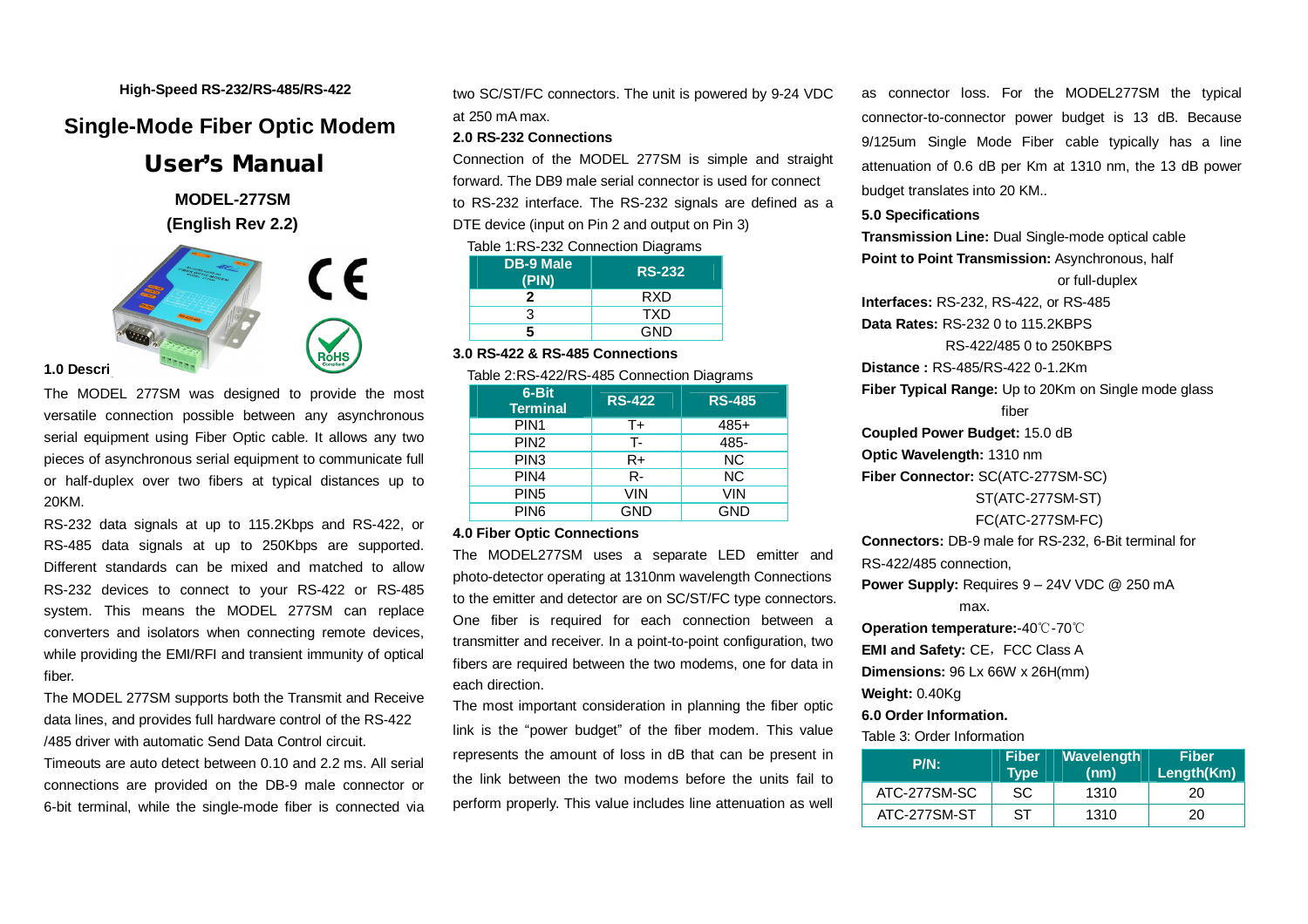High-Speed RS-232/RS-485/RS-422

# Single-Mode Fiber Optic Modem

# User's Manual

**MODEL-277SM**

**(English Rev 2.2)**

**1.0 Descri**

The MODEL 277SM was designed to provide the most versatile connection possible between any asynchronous serial equipment using Fiber Optic cable. It allows any two pieces of asynchronous serial equipment to communicate full or half-duplex over two fibers at typical distances up to 20KM.

RS-232 data signals at up to 115.2Kbps and RS-422, or RS-485 data signals at up to 250Kbps are supported. Different standards can be mixed and matched to allow RS-232 devices to connect to your RS-422 or RS-485 system. This means the MODEL 277SM can replace converters and isolators when connecting remote devices, while providing the EMI/RFI and transient immunity of optical fiber.

The MODEL 277SM supports both the Transmit and Receive data lines, and provides full hardware control of the RS-422 /485 driver with automatic Send Data Control circuit.

Timeouts are auto detect between 0.10 and 2.2 ms. All serial connections are provided on the DB-9 male connector or 6-bit terminal, while the single-mode fiber is connected via two SC/ST/FC connectors. The unit is powered by 9-24 VDC at 250 mA max.

**2.0 RS-232 Connections**

Connection of the MODEL 277SM is simple and straight forward. The DB9 male serial connector is used for connect to RS-232 interface. The RS-232 signals are defined as a DTE device (input on Pin 2 and output on Pin 3)

Table 1:RS-232 Connection Diagrams

| DB-9 Male (PIN) | RS-232 |
|---|---|
| **2** | RXD |
| 3 | TXD |
| **5** | GND |

**3.0 RS-422 & RS-485 Connections**

Table 2:RS-422/RS-485 Connection Diagrams

| 6-Bit Terminal | RS-422 | RS-485 |
|---|---|---|
| PIN1 | T+ | 485+ |
| PIN2 | T- | 485- |
| PIN3 | R+ | NC |
| PIN4 | R- | NC |
| PIN5 | VIN | VIN |
| PIN6 | GND | GND |

**4.0 Fiber Optic Connections**

The MODEL277SM uses a separate LED emitter and photo-detector operating at 1310nm wavelength Connections to the emitter and detector are on SC/ST/FC type connectors. One fiber is required for each connection between a transmitter and receiver. In a point-to-point configuration, two fibers are required between the two modems, one for data in each direction.

The most important consideration in planning the fiber optic link is the "power budget" of the fiber modem. This value represents the amount of loss in dB that can be present in the link between the two modems before the units fail to perform properly. This value includes line attenuation as well as connector loss. For the MODEL277SM the typical connector-to-connector power budget is 13 dB. Because 9/125um Single Mode Fiber cable typically has a line attenuation of 0.6 dB per Km at 1310 nm, the 13 dB power budget translates into 20 KM..

**5.0 Specifications**

**Transmission Line:** Dual Single-mode optical cable

**Point to Point Transmission:** Asynchronous, half or full-duplex

**Interfaces:** RS-232, RS-422, or RS-485

**Data Rates:** RS-232 0 to 115.2KBPS
RS-422/485 0 to 250KBPS

**Distance :** RS-485/RS-422 0-1.2Km

**Fiber Typical Range:** Up to 20Km on Single mode glass fiber

**Coupled Power Budget:** 15.0 dB

**Optic Wavelength:** 1310 nm

**Fiber Connector:** SC(ATC-277SM-SC)
ST(ATC-277SM-ST)
FC(ATC-277SM-FC)

**Connectors:** DB-9 male for RS-232, 6-Bit terminal for RS-422/485 connection,

**Power Supply:** Requires 9 – 24V VDC @ 250 mA max.

**Operation temperature:**-40℃-70℃

**EMI and Safety:** CE，FCC Class A

**Dimensions:** 96 Lx 66W x 26H(mm)

**Weight:** 0.40Kg

**6.0 Order Information.**

Table 3: Order Information

| P/N: | Fiber Type | Wavelength (nm) | Fiber Length(Km) |
|---|---|---|---|
| ATC-277SM-SC | SC | 1310 | 20 |
| ATC-277SM-ST | ST | 1310 | 20 |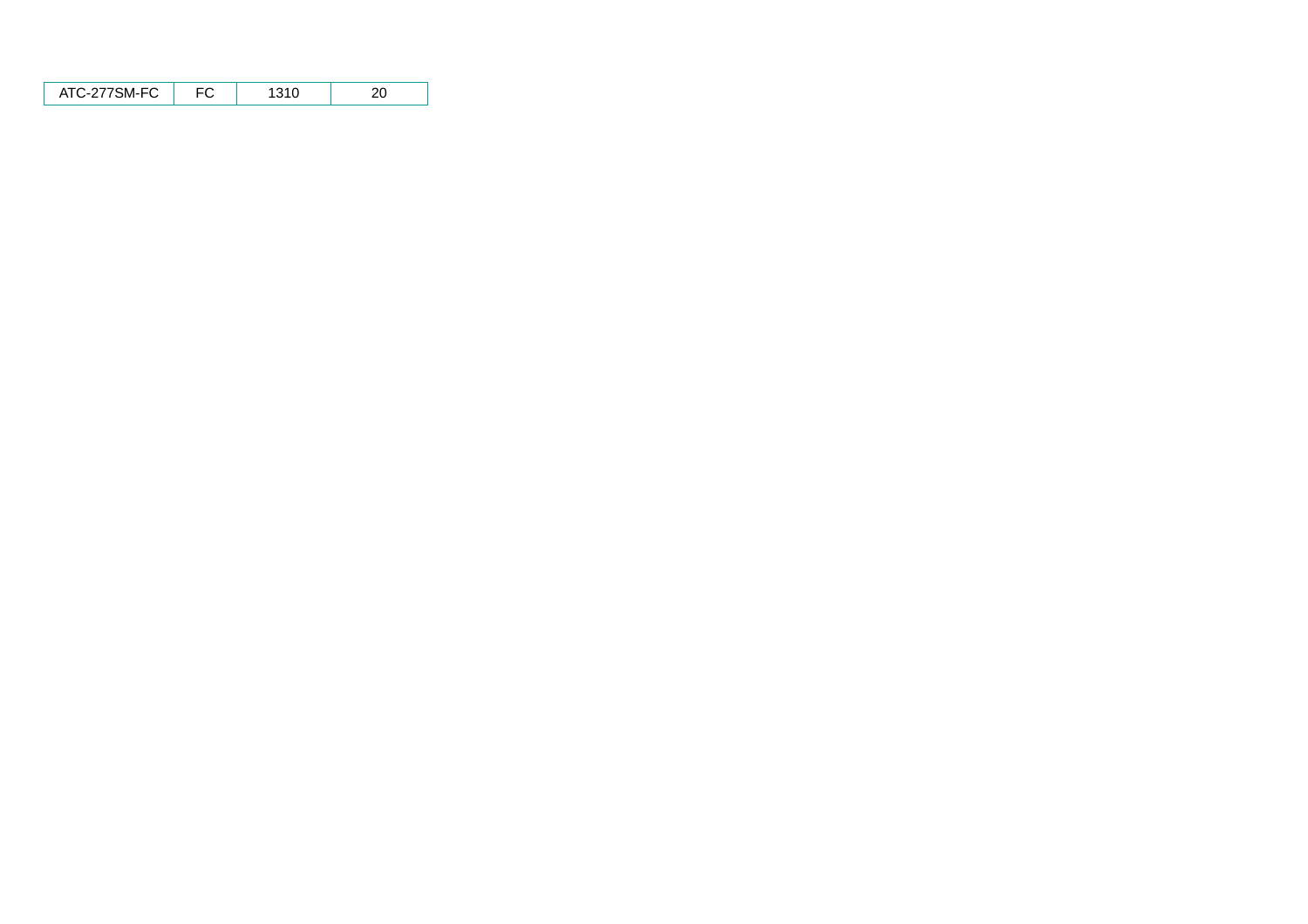| | | | |
|---|---|---|---|
| ATC-277SM-FC | FC | 1310 | 20 |